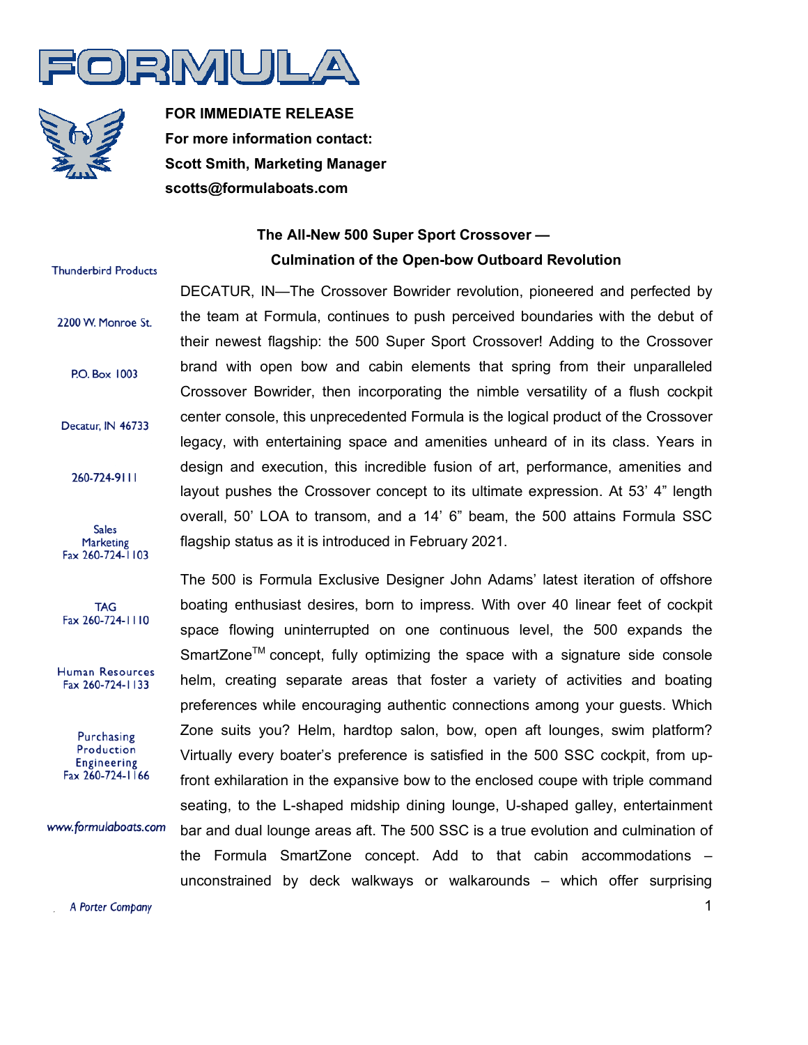# FORMULA

**FOR IMMEDIATE RELEASE**
**For more information contact:**
**Scott Smith, Marketing Manager**
**scotts@formulaboats.com**

Thunderbird Products

2200 W. Monroe St.

P.O. Box 1003

Decatur, IN 46733

260-724-9111

Sales
Marketing
Fax 260-724-1103

TAG
Fax 260-724-1110

Human Resources
Fax 260-724-1133

Purchasing
Production
Engineering
Fax 260-724-1166

www.formulaboats.com

*A Porter Company*

## The All-New 500 Super Sport Crossover — Culmination of the Open-bow Outboard Revolution

DECATUR, IN—The Crossover Bowrider revolution, pioneered and perfected by the team at Formula, continues to push perceived boundaries with the debut of their newest flagship: the 500 Super Sport Crossover! Adding to the Crossover brand with open bow and cabin elements that spring from their unparalleled Crossover Bowrider, then incorporating the nimble versatility of a flush cockpit center console, this unprecedented Formula is the logical product of the Crossover legacy, with entertaining space and amenities unheard of in its class. Years in design and execution, this incredible fusion of art, performance, amenities and layout pushes the Crossover concept to its ultimate expression. At 53' 4" length overall, 50' LOA to transom, and a 14' 6" beam, the 500 attains Formula SSC flagship status as it is introduced in February 2021.

The 500 is Formula Exclusive Designer John Adams' latest iteration of offshore boating enthusiast desires, born to impress. With over 40 linear feet of cockpit space flowing uninterrupted on one continuous level, the 500 expands the SmartZone™ concept, fully optimizing the space with a signature side console helm, creating separate areas that foster a variety of activities and boating preferences while encouraging authentic connections among your guests. Which Zone suits you? Helm, hardtop salon, bow, open aft lounges, swim platform? Virtually every boater's preference is satisfied in the 500 SSC cockpit, from up-front exhilaration in the expansive bow to the enclosed coupe with triple command seating, to the L-shaped midship dining lounge, U-shaped galley, entertainment bar and dual lounge areas aft. The 500 SSC is a true evolution and culmination of the Formula SmartZone concept. Add to that cabin accommodations – unconstrained by deck walkways or walkarounds – which offer surprising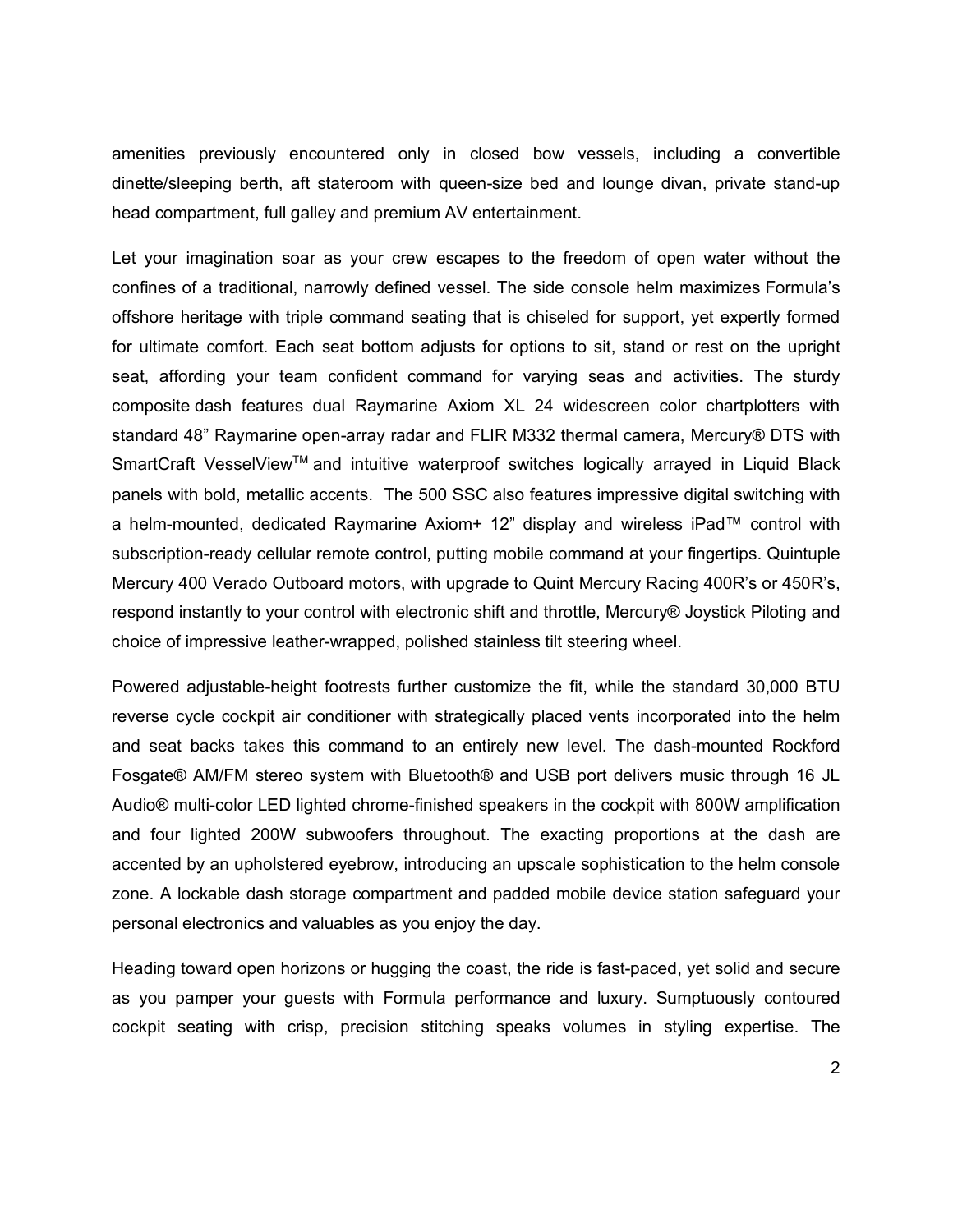amenities previously encountered only in closed bow vessels, including a convertible dinette/sleeping berth, aft stateroom with queen-size bed and lounge divan, private stand-up head compartment, full galley and premium AV entertainment.

Let your imagination soar as your crew escapes to the freedom of open water without the confines of a traditional, narrowly defined vessel. The side console helm maximizes Formula's offshore heritage with triple command seating that is chiseled for support, yet expertly formed for ultimate comfort. Each seat bottom adjusts for options to sit, stand or rest on the upright seat, affording your team confident command for varying seas and activities. The sturdy composite dash features dual Raymarine Axiom XL 24 widescreen color chartplotters with standard 48" Raymarine open-array radar and FLIR M332 thermal camera, Mercury® DTS with SmartCraft VesselView™ and intuitive waterproof switches logically arrayed in Liquid Black panels with bold, metallic accents. The 500 SSC also features impressive digital switching with a helm-mounted, dedicated Raymarine Axiom+ 12" display and wireless iPad™ control with subscription-ready cellular remote control, putting mobile command at your fingertips. Quintuple Mercury 400 Verado Outboard motors, with upgrade to Quint Mercury Racing 400R's or 450R's, respond instantly to your control with electronic shift and throttle, Mercury® Joystick Piloting and choice of impressive leather-wrapped, polished stainless tilt steering wheel.

Powered adjustable-height footrests further customize the fit, while the standard 30,000 BTU reverse cycle cockpit air conditioner with strategically placed vents incorporated into the helm and seat backs takes this command to an entirely new level. The dash-mounted Rockford Fosgate® AM/FM stereo system with Bluetooth® and USB port delivers music through 16 JL Audio® multi-color LED lighted chrome-finished speakers in the cockpit with 800W amplification and four lighted 200W subwoofers throughout. The exacting proportions at the dash are accented by an upholstered eyebrow, introducing an upscale sophistication to the helm console zone. A lockable dash storage compartment and padded mobile device station safeguard your personal electronics and valuables as you enjoy the day.

Heading toward open horizons or hugging the coast, the ride is fast-paced, yet solid and secure as you pamper your guests with Formula performance and luxury. Sumptuously contoured cockpit seating with crisp, precision stitching speaks volumes in styling expertise. The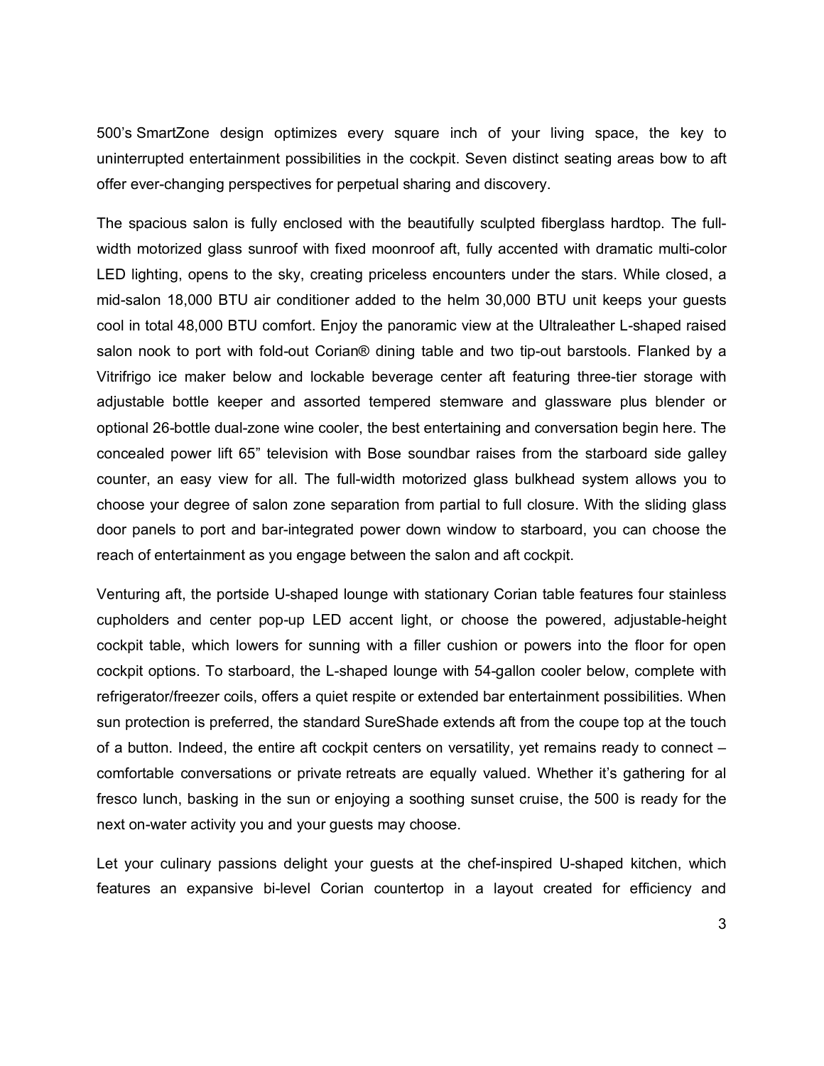500's SmartZone design optimizes every square inch of your living space, the key to uninterrupted entertainment possibilities in the cockpit. Seven distinct seating areas bow to aft offer ever-changing perspectives for perpetual sharing and discovery.

The spacious salon is fully enclosed with the beautifully sculpted fiberglass hardtop. The full-width motorized glass sunroof with fixed moonroof aft, fully accented with dramatic multi-color LED lighting, opens to the sky, creating priceless encounters under the stars. While closed, a mid-salon 18,000 BTU air conditioner added to the helm 30,000 BTU unit keeps your guests cool in total 48,000 BTU comfort. Enjoy the panoramic view at the Ultraleather L-shaped raised salon nook to port with fold-out Corian® dining table and two tip-out barstools. Flanked by a Vitrifrigo ice maker below and lockable beverage center aft featuring three-tier storage with adjustable bottle keeper and assorted tempered stemware and glassware plus blender or optional 26-bottle dual-zone wine cooler, the best entertaining and conversation begin here. The concealed power lift 65" television with Bose soundbar raises from the starboard side galley counter, an easy view for all. The full-width motorized glass bulkhead system allows you to choose your degree of salon zone separation from partial to full closure. With the sliding glass door panels to port and bar-integrated power down window to starboard, you can choose the reach of entertainment as you engage between the salon and aft cockpit.

Venturing aft, the portside U-shaped lounge with stationary Corian table features four stainless cupholders and center pop-up LED accent light, or choose the powered, adjustable-height cockpit table, which lowers for sunning with a filler cushion or powers into the floor for open cockpit options. To starboard, the L-shaped lounge with 54-gallon cooler below, complete with refrigerator/freezer coils, offers a quiet respite or extended bar entertainment possibilities. When sun protection is preferred, the standard SureShade extends aft from the coupe top at the touch of a button. Indeed, the entire aft cockpit centers on versatility, yet remains ready to connect – comfortable conversations or private retreats are equally valued. Whether it's gathering for al fresco lunch, basking in the sun or enjoying a soothing sunset cruise, the 500 is ready for the next on-water activity you and your guests may choose.

Let your culinary passions delight your guests at the chef-inspired U-shaped kitchen, which features an expansive bi-level Corian countertop in a layout created for efficiency and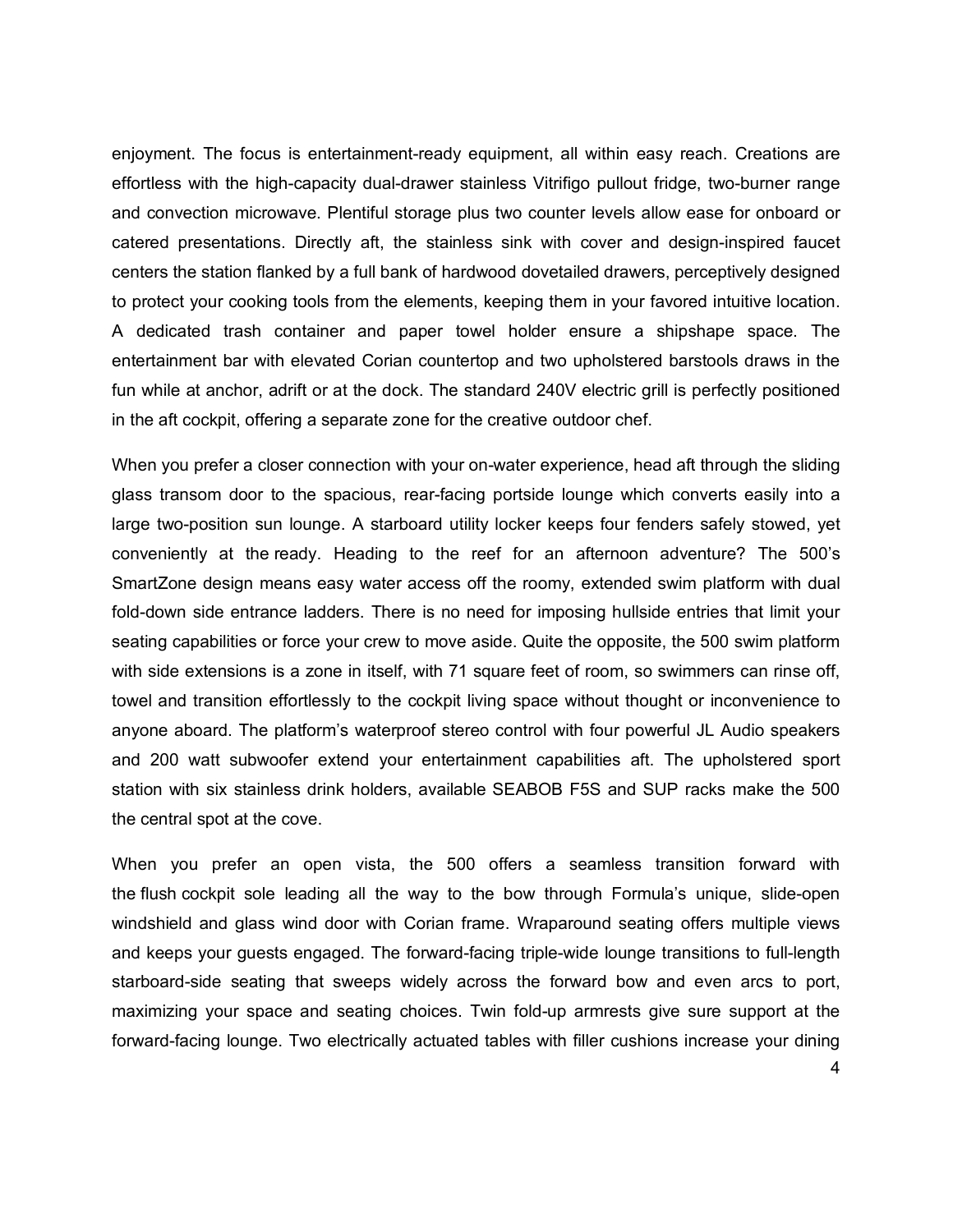enjoyment. The focus is entertainment-ready equipment, all within easy reach. Creations are effortless with the high-capacity dual-drawer stainless Vitrifigo pullout fridge, two-burner range and convection microwave. Plentiful storage plus two counter levels allow ease for onboard or catered presentations. Directly aft, the stainless sink with cover and design-inspired faucet centers the station flanked by a full bank of hardwood dovetailed drawers, perceptively designed to protect your cooking tools from the elements, keeping them in your favored intuitive location. A dedicated trash container and paper towel holder ensure a shipshape space. The entertainment bar with elevated Corian countertop and two upholstered barstools draws in the fun while at anchor, adrift or at the dock. The standard 240V electric grill is perfectly positioned in the aft cockpit, offering a separate zone for the creative outdoor chef.

When you prefer a closer connection with your on-water experience, head aft through the sliding glass transom door to the spacious, rear-facing portside lounge which converts easily into a large two-position sun lounge. A starboard utility locker keeps four fenders safely stowed, yet conveniently at the ready. Heading to the reef for an afternoon adventure? The 500's SmartZone design means easy water access off the roomy, extended swim platform with dual fold-down side entrance ladders. There is no need for imposing hullside entries that limit your seating capabilities or force your crew to move aside. Quite the opposite, the 500 swim platform with side extensions is a zone in itself, with 71 square feet of room, so swimmers can rinse off, towel and transition effortlessly to the cockpit living space without thought or inconvenience to anyone aboard. The platform's waterproof stereo control with four powerful JL Audio speakers and 200 watt subwoofer extend your entertainment capabilities aft. The upholstered sport station with six stainless drink holders, available SEABOB F5S and SUP racks make the 500 the central spot at the cove.

When you prefer an open vista, the 500 offers a seamless transition forward with the flush cockpit sole leading all the way to the bow through Formula's unique, slide-open windshield and glass wind door with Corian frame. Wraparound seating offers multiple views and keeps your guests engaged. The forward-facing triple-wide lounge transitions to full-length starboard-side seating that sweeps widely across the forward bow and even arcs to port, maximizing your space and seating choices. Twin fold-up armrests give sure support at the forward-facing lounge. Two electrically actuated tables with filler cushions increase your dining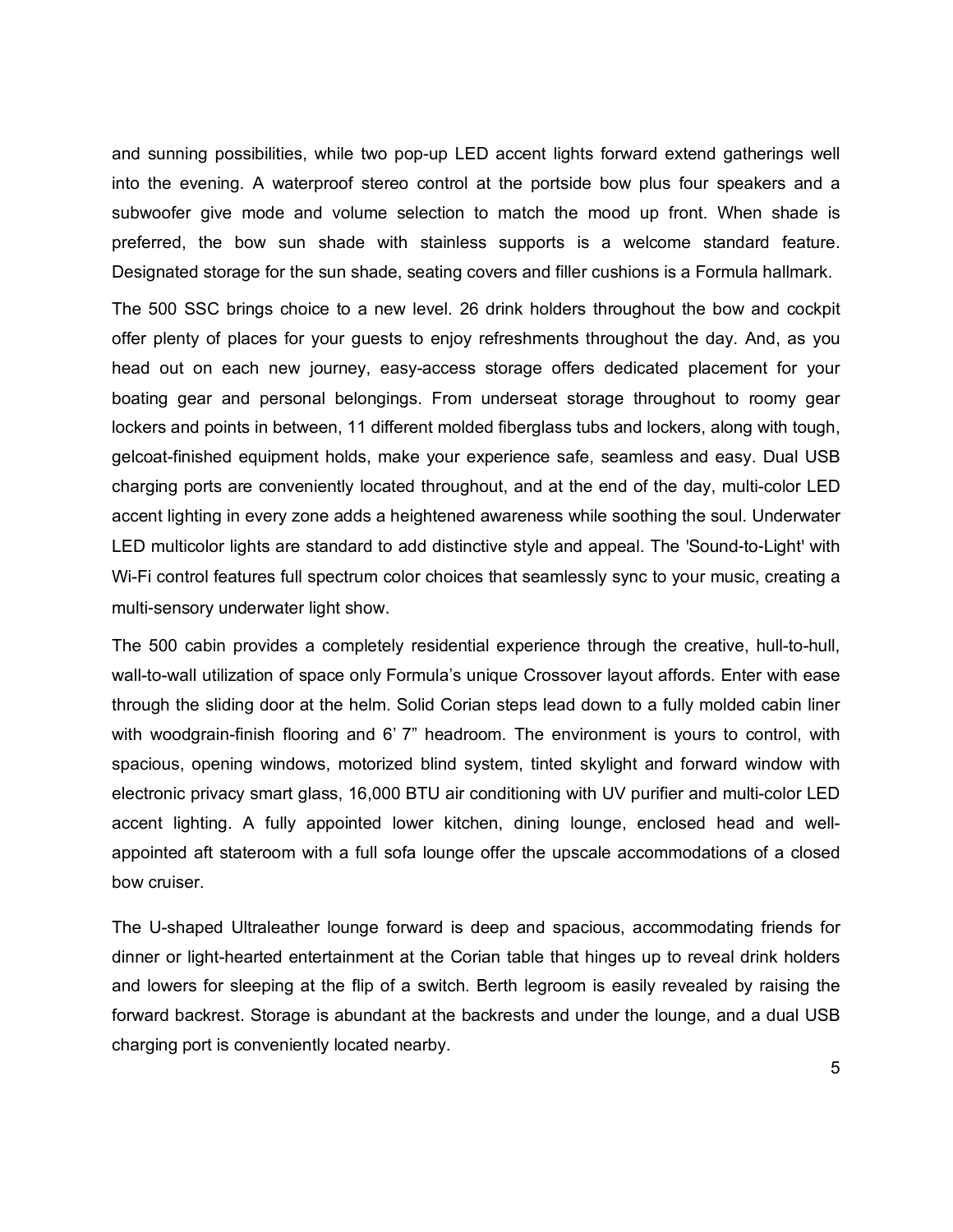and sunning possibilities, while two pop-up LED accent lights forward extend gatherings well into the evening. A waterproof stereo control at the portside bow plus four speakers and a subwoofer give mode and volume selection to match the mood up front. When shade is preferred, the bow sun shade with stainless supports is a welcome standard feature. Designated storage for the sun shade, seating covers and filler cushions is a Formula hallmark.

The 500 SSC brings choice to a new level. 26 drink holders throughout the bow and cockpit offer plenty of places for your guests to enjoy refreshments throughout the day. And, as you head out on each new journey, easy-access storage offers dedicated placement for your boating gear and personal belongings. From underseat storage throughout to roomy gear lockers and points in between, 11 different molded fiberglass tubs and lockers, along with tough, gelcoat-finished equipment holds, make your experience safe, seamless and easy. Dual USB charging ports are conveniently located throughout, and at the end of the day, multi-color LED accent lighting in every zone adds a heightened awareness while soothing the soul. Underwater LED multicolor lights are standard to add distinctive style and appeal. The 'Sound-to-Light' with Wi-Fi control features full spectrum color choices that seamlessly sync to your music, creating a multi-sensory underwater light show.

The 500 cabin provides a completely residential experience through the creative, hull-to-hull, wall-to-wall utilization of space only Formula's unique Crossover layout affords. Enter with ease through the sliding door at the helm. Solid Corian steps lead down to a fully molded cabin liner with woodgrain-finish flooring and 6' 7" headroom. The environment is yours to control, with spacious, opening windows, motorized blind system, tinted skylight and forward window with electronic privacy smart glass, 16,000 BTU air conditioning with UV purifier and multi-color LED accent lighting. A fully appointed lower kitchen, dining lounge, enclosed head and well-appointed aft stateroom with a full sofa lounge offer the upscale accommodations of a closed bow cruiser.

The U-shaped Ultraleather lounge forward is deep and spacious, accommodating friends for dinner or light-hearted entertainment at the Corian table that hinges up to reveal drink holders and lowers for sleeping at the flip of a switch. Berth legroom is easily revealed by raising the forward backrest. Storage is abundant at the backrests and under the lounge, and a dual USB charging port is conveniently located nearby.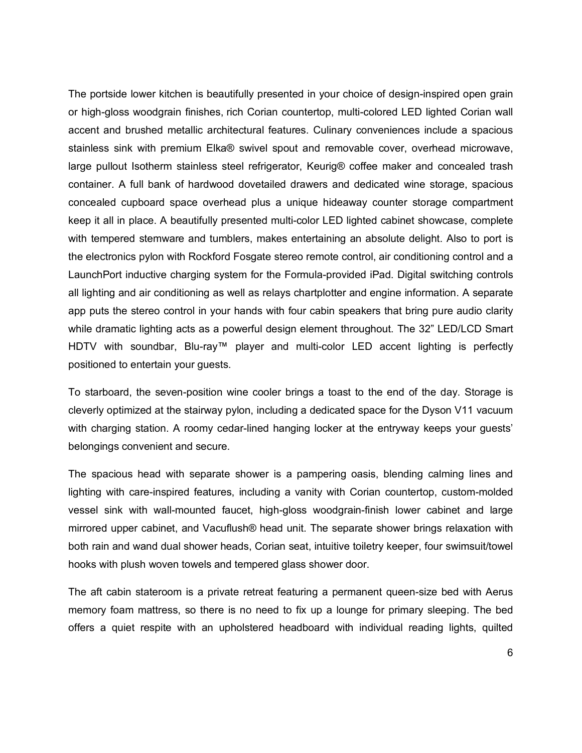The portside lower kitchen is beautifully presented in your choice of design-inspired open grain or high-gloss woodgrain finishes, rich Corian countertop, multi-colored LED lighted Corian wall accent and brushed metallic architectural features. Culinary conveniences include a spacious stainless sink with premium Elka® swivel spout and removable cover, overhead microwave, large pullout Isotherm stainless steel refrigerator, Keurig® coffee maker and concealed trash container. A full bank of hardwood dovetailed drawers and dedicated wine storage, spacious concealed cupboard space overhead plus a unique hideaway counter storage compartment keep it all in place. A beautifully presented multi-color LED lighted cabinet showcase, complete with tempered stemware and tumblers, makes entertaining an absolute delight. Also to port is the electronics pylon with Rockford Fosgate stereo remote control, air conditioning control and a LaunchPort inductive charging system for the Formula-provided iPad. Digital switching controls all lighting and air conditioning as well as relays chartplotter and engine information. A separate app puts the stereo control in your hands with four cabin speakers that bring pure audio clarity while dramatic lighting acts as a powerful design element throughout. The 32" LED/LCD Smart HDTV with soundbar, Blu-ray™ player and multi-color LED accent lighting is perfectly positioned to entertain your guests.

To starboard, the seven-position wine cooler brings a toast to the end of the day. Storage is cleverly optimized at the stairway pylon, including a dedicated space for the Dyson V11 vacuum with charging station. A roomy cedar-lined hanging locker at the entryway keeps your guests' belongings convenient and secure.

The spacious head with separate shower is a pampering oasis, blending calming lines and lighting with care-inspired features, including a vanity with Corian countertop, custom-molded vessel sink with wall-mounted faucet, high-gloss woodgrain-finish lower cabinet and large mirrored upper cabinet, and Vacuflush® head unit. The separate shower brings relaxation with both rain and wand dual shower heads, Corian seat, intuitive toiletry keeper, four swimsuit/towel hooks with plush woven towels and tempered glass shower door.

The aft cabin stateroom is a private retreat featuring a permanent queen-size bed with Aerus memory foam mattress, so there is no need to fix up a lounge for primary sleeping. The bed offers a quiet respite with an upholstered headboard with individual reading lights, quilted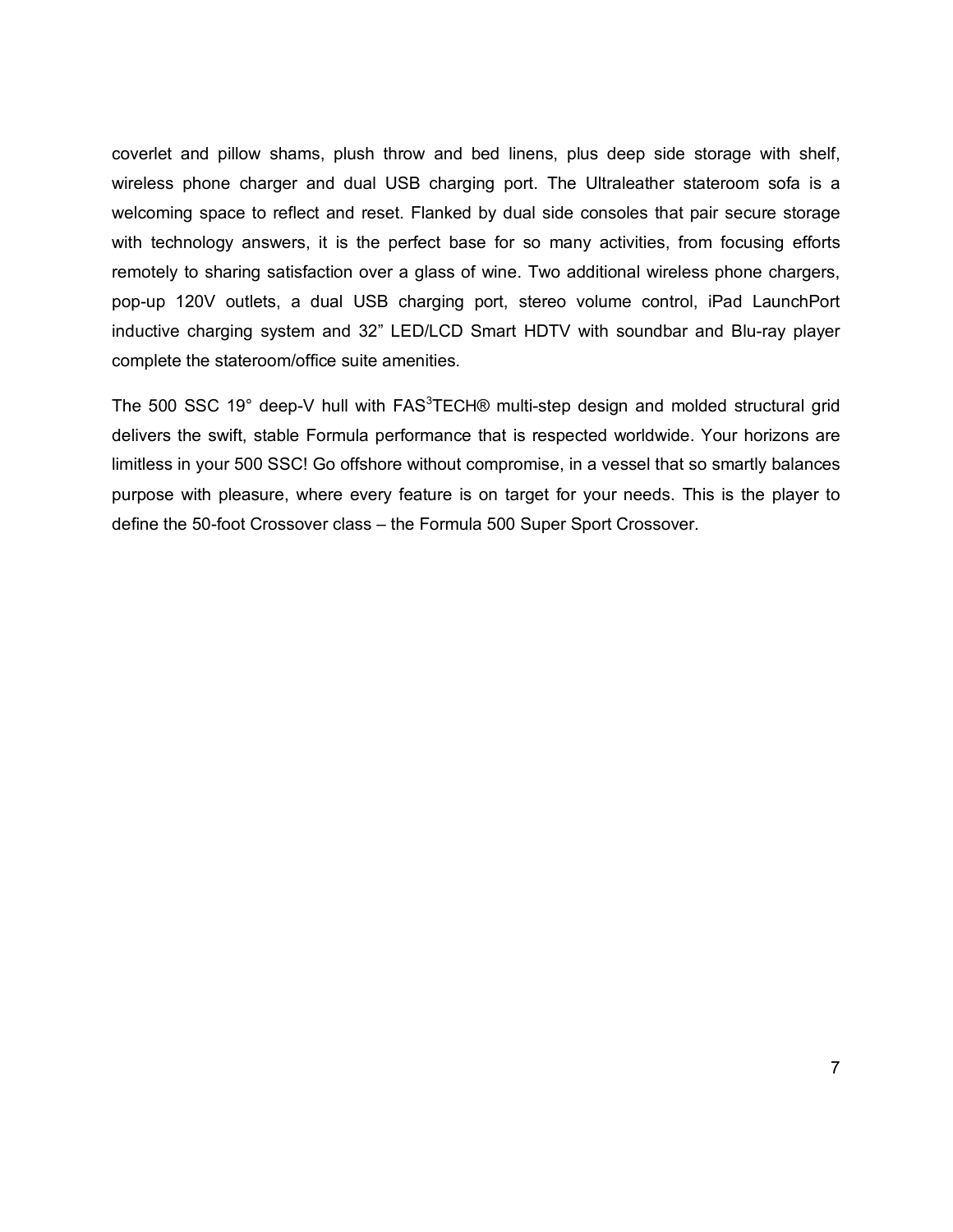coverlet and pillow shams, plush throw and bed linens, plus deep side storage with shelf, wireless phone charger and dual USB charging port. The Ultraleather stateroom sofa is a welcoming space to reflect and reset. Flanked by dual side consoles that pair secure storage with technology answers, it is the perfect base for so many activities, from focusing efforts remotely to sharing satisfaction over a glass of wine. Two additional wireless phone chargers, pop-up 120V outlets, a dual USB charging port, stereo volume control, iPad LaunchPort inductive charging system and 32" LED/LCD Smart HDTV with soundbar and Blu-ray player complete the stateroom/office suite amenities.

The 500 SSC 19° deep-V hull with FAS$^3$TECH® multi-step design and molded structural grid delivers the swift, stable Formula performance that is respected worldwide. Your horizons are limitless in your 500 SSC! Go offshore without compromise, in a vessel that so smartly balances purpose with pleasure, where every feature is on target for your needs. This is the player to define the 50-foot Crossover class – the Formula 500 Super Sport Crossover.